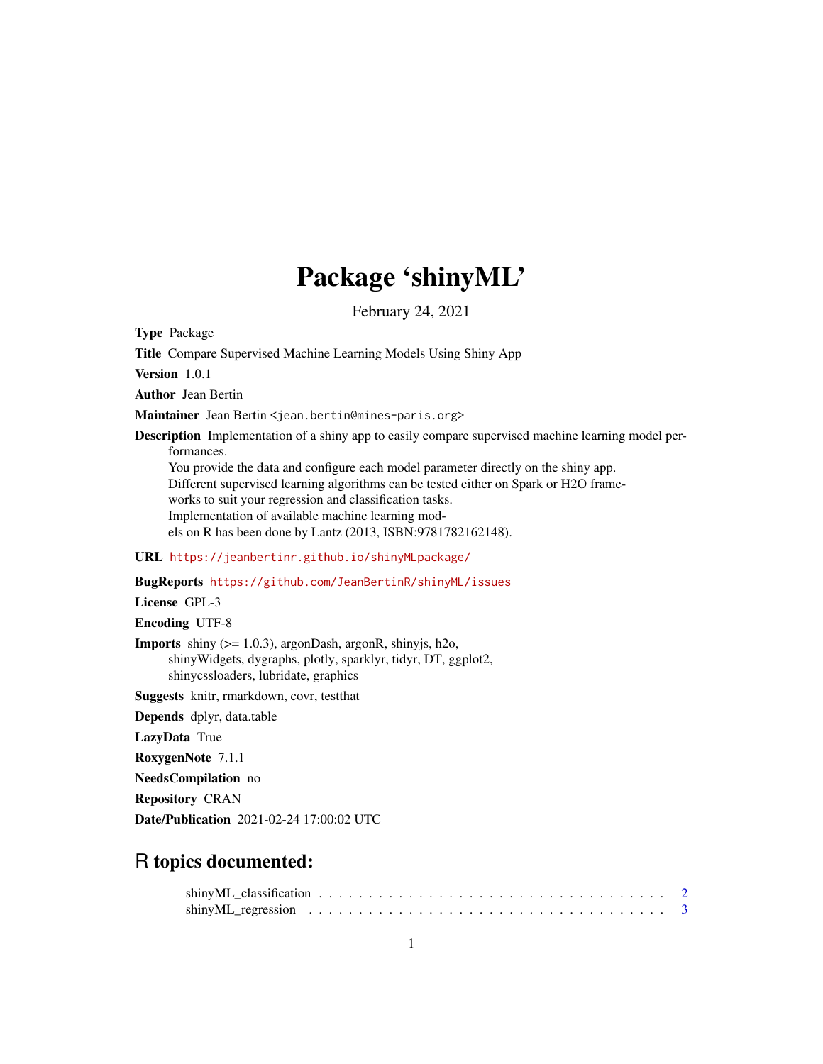# Package 'shinyML'

February 24, 2021

**Type** Package

**Title** Compare Supervised Machine Learning Models Using Shiny App

**Version** 1.0.1

**Author** Jean Bertin

**Maintainer** Jean Bertin <jean.bertin@mines-paris.org>

**Description** Implementation of a shiny app to easily compare supervised machine learning model performances.
You provide the data and configure each model parameter directly on the shiny app.
Different supervised learning algorithms can be tested either on Spark or H2O frameworks to suit your regression and classification tasks.
Implementation of available machine learning models on R has been done by Lantz (2013, ISBN:9781782162148).

**URL** https://jeanbertinr.github.io/shinyMLpackage/

**BugReports** https://github.com/JeanBertinR/shinyML/issues

**License** GPL-3

**Encoding** UTF-8

**Imports** shiny (>= 1.0.3), argonDash, argonR, shinyjs, h2o, shinyWidgets, dygraphs, plotly, sparklyr, tidyr, DT, ggplot2, shinycssloaders, lubridate, graphics

**Suggests** knitr, rmarkdown, covr, testthat

**Depends** dplyr, data.table

**LazyData** True

**RoxygenNote** 7.1.1

**NeedsCompilation** no

**Repository** CRAN

**Date/Publication** 2021-02-24 17:00:02 UTC

## R topics documented:

shinyML_classification . . . . . . . . . . . . . . . . . . . . . . . . . . . . . . . . . 2
shinyML_regression . . . . . . . . . . . . . . . . . . . . . . . . . . . . . . . . . . . 3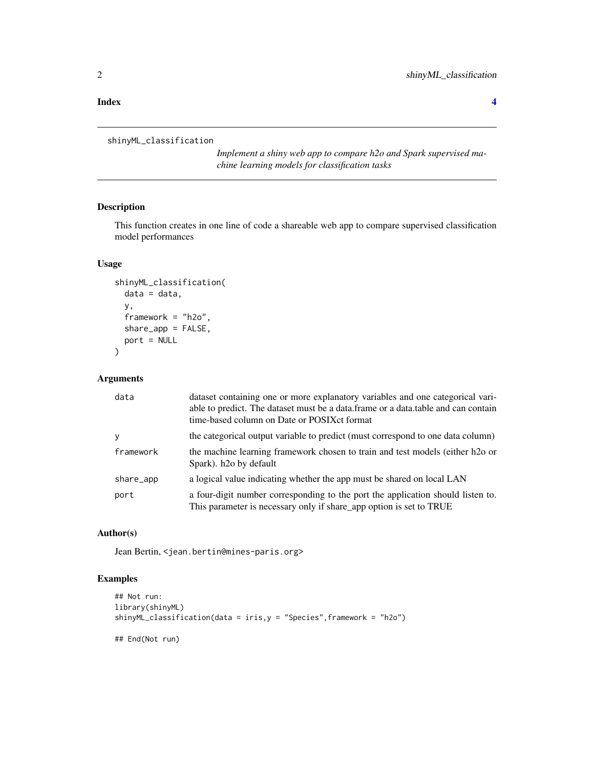**Index** **4**

---

`shinyML_classification` *Implement a shiny web app to compare h2o and Spark supervised machine learning models for classification tasks*

---

## Description

This function creates in one line of code a shareable web app to compare supervised classification model performances

## Usage

```
shinyML_classification(
  data = data,
  y,
  framework = "h2o",
  share_app = FALSE,
  port = NULL
)
```

## Arguments

| Argument | Description |
|---|---|
| `data` | dataset containing one or more explanatory variables and one categorical variable to predict. The dataset must be a data.frame or a data.table and can contain time-based column on Date or POSIXct format |
| `y` | the categorical output variable to predict (must correspond to one data column) |
| `framework` | the machine learning framework chosen to train and test models (either h2o or Spark). h2o by default |
| `share_app` | a logical value indicating whether the app must be shared on local LAN |
| `port` | a four-digit number corresponding to the port the application should listen to. This parameter is necessary only if share_app option is set to TRUE |

## Author(s)

Jean Bertin, <jean.bertin@mines-paris.org>

## Examples

```
## Not run:
library(shinyML)
shinyML_classification(data = iris,y = "Species",framework = "h2o")

## End(Not run)
```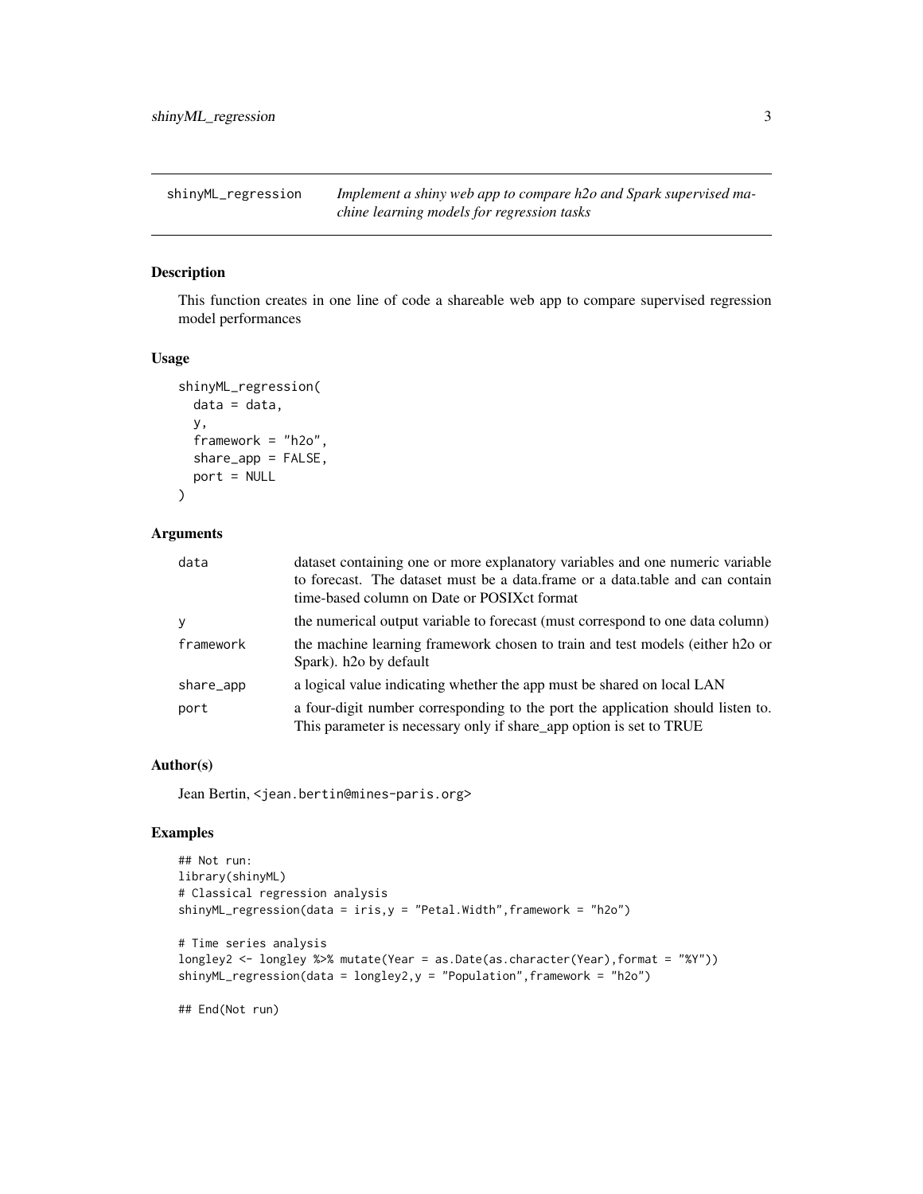## shinyML_regression — *Implement a shiny web app to compare h2o and Spark supervised machine learning models for regression tasks*

### Description

This function creates in one line of code a shareable web app to compare supervised regression model performances

### Usage

```
shinyML_regression(
  data = data,
  y,
  framework = "h2o",
  share_app = FALSE,
  port = NULL
)
```

### Arguments

| | |
|---|---|
| `data` | dataset containing one or more explanatory variables and one numeric variable to forecast. The dataset must be a data.frame or a data.table and can contain time-based column on Date or POSIXct format |
| `y` | the numerical output variable to forecast (must correspond to one data column) |
| `framework` | the machine learning framework chosen to train and test models (either h2o or Spark). h2o by default |
| `share_app` | a logical value indicating whether the app must be shared on local LAN |
| `port` | a four-digit number corresponding to the port the application should listen to. This parameter is necessary only if share_app option is set to TRUE |

### Author(s)

Jean Bertin, <jean.bertin@mines-paris.org>

### Examples

```
## Not run:
library(shinyML)
# Classical regression analysis
shinyML_regression(data = iris,y = "Petal.Width",framework = "h2o")

# Time series analysis
longley2 <- longley %>% mutate(Year = as.Date(as.character(Year),format = "%Y"))
shinyML_regression(data = longley2,y = "Population",framework = "h2o")

## End(Not run)
```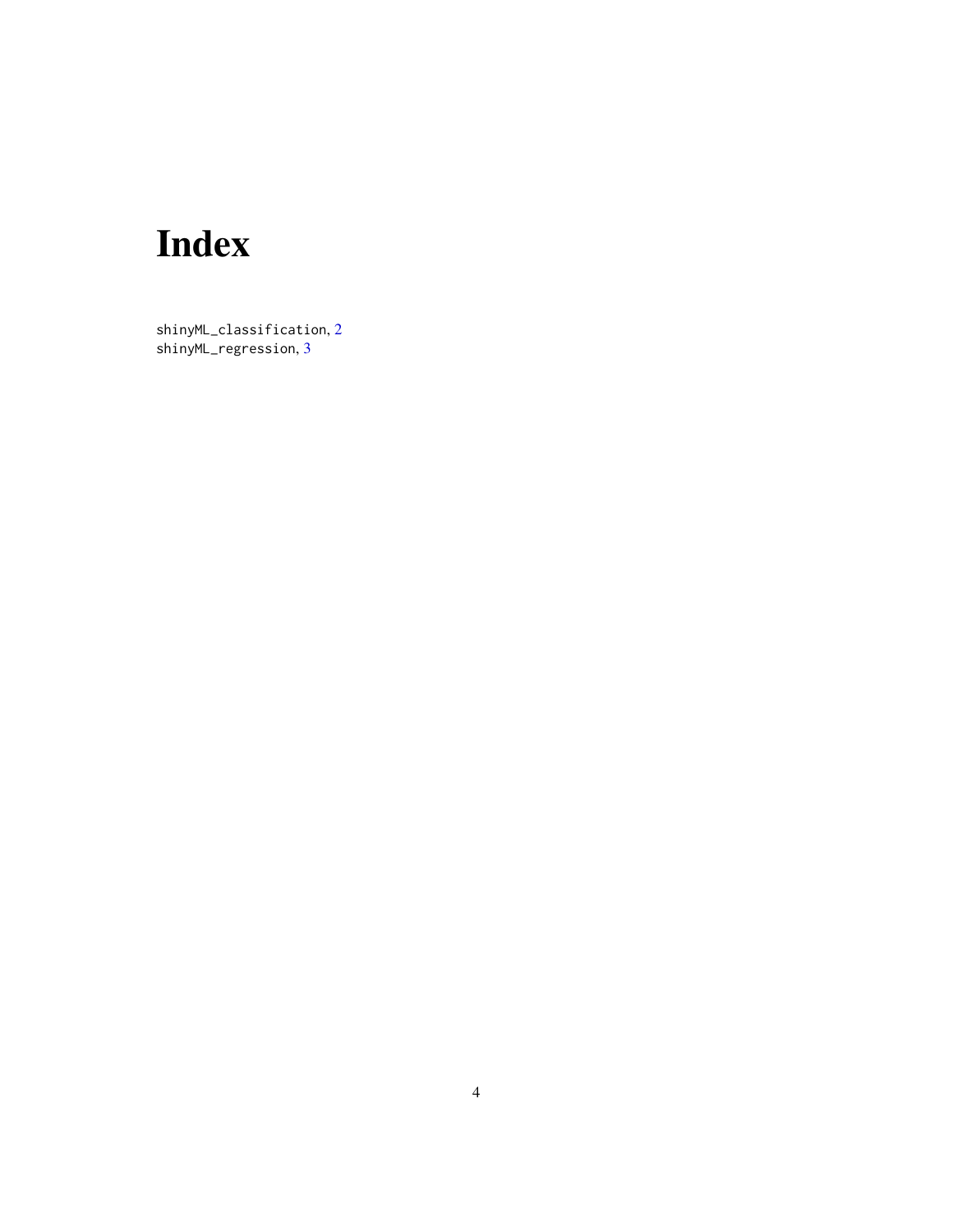# Index

shinyML_classification, 2
shinyML_regression, 3